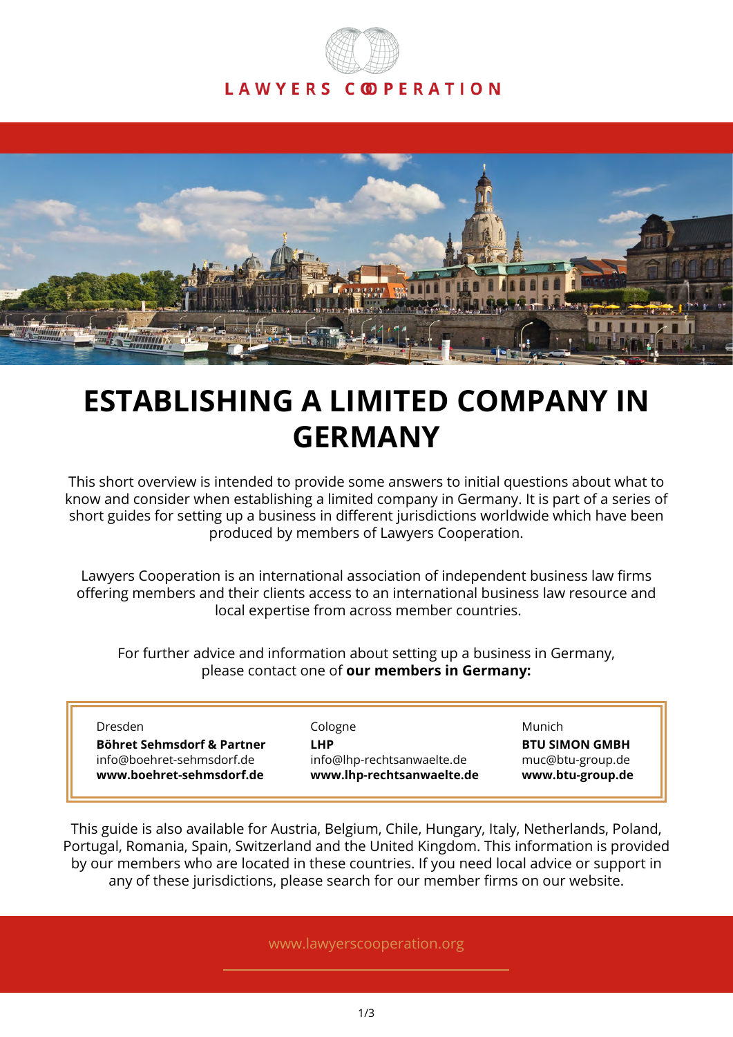LAWYERS COOPERATION

# ESTABLISHING A LIMITED COMPANY IN GERMANY

This short overview is intended to provide some answers to initial questions about what to know and consider when establishing a limited company in Germany. It is part of a series of short guides for setting up a business in different jurisdictions worldwide which have been produced by members of Lawyers Cooperation.

Lawyers Cooperation is an international association of independent business law firms offering members and their clients access to an international business law resource and local expertise from across member countries.

For further advice and information about setting up a business in Germany, please contact one of **our members in Germany:**

Dresden
**Böhret Sehmsdorf & Partner**
info@boehret-sehmsdorf.de
**www.boehret-sehmsdorf.de**

Cologne
**LHP**
info@lhp-rechtsanwaelte.de
**www.lhp-rechtsanwaelte.de**

Munich
**BTU SIMON GMBH**
muc@btu-group.de
**www.btu-group.de**

This guide is also available for Austria, Belgium, Chile, Hungary, Italy, Netherlands, Poland, Portugal, Romania, Spain, Switzerland and the United Kingdom. This information is provided by our members who are located in these countries. If you need local advice or support in any of these jurisdictions, please search for our member firms on our website.

www.lawyerscooperation.org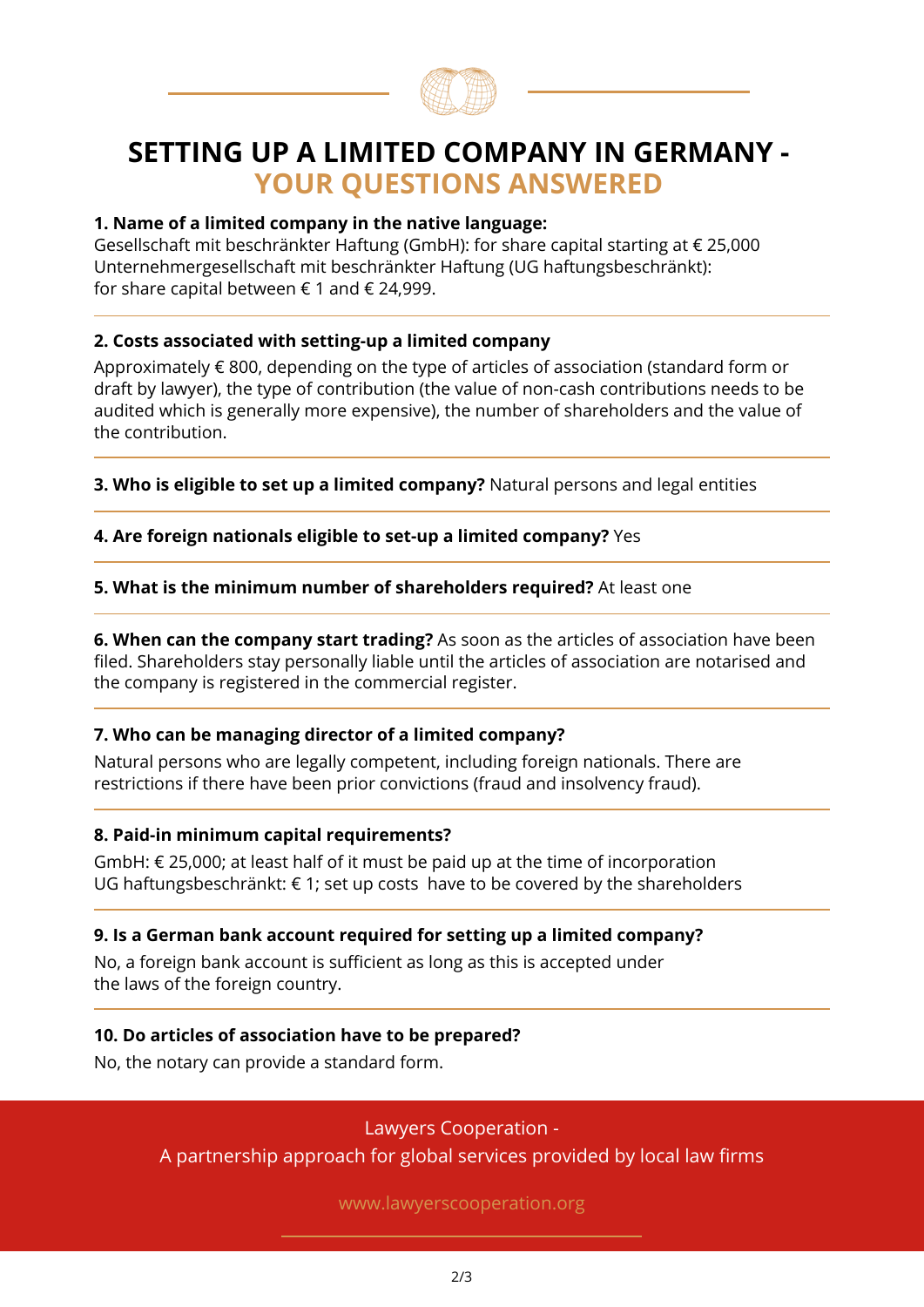# SETTING UP A LIMITED COMPANY IN GERMANY - YOUR QUESTIONS ANSWERED

**1. Name of a limited company in the native language:**
Gesellschaft mit beschränkter Haftung (GmbH): for share capital starting at € 25,000
Unternehmergesellschaft mit beschränkter Haftung (UG haftungsbeschränkt): for share capital between € 1 and € 24,999.

---

**2. Costs associated with setting-up a limited company**

Approximately € 800, depending on the type of articles of association (standard form or draft by lawyer), the type of contribution (the value of non-cash contributions needs to be audited which is generally more expensive), the number of shareholders and the value of the contribution.

---

**3. Who is eligible to set up a limited company?** Natural persons and legal entities

---

**4. Are foreign nationals eligible to set-up a limited company?** Yes

---

**5. What is the minimum number of shareholders required?** At least one

---

**6. When can the company start trading?** As soon as the articles of association have been filed. Shareholders stay personally liable until the articles of association are notarised and the company is registered in the commercial register.

---

**7. Who can be managing director of a limited company?**

Natural persons who are legally competent, including foreign nationals. There are restrictions if there have been prior convictions (fraud and insolvency fraud).

---

**8. Paid-in minimum capital requirements?**

GmbH: € 25,000; at least half of it must be paid up at the time of incorporation
UG haftungsbeschränkt: € 1; set up costs have to be covered by the shareholders

---

**9. Is a German bank account required for setting up a limited company?**

No, a foreign bank account is sufficient as long as this is accepted under the laws of the foreign country.

---

**10. Do articles of association have to be prepared?**

No, the notary can provide a standard form.

Lawyers Cooperation -
A partnership approach for global services provided by local law firms

www.lawyerscooperation.org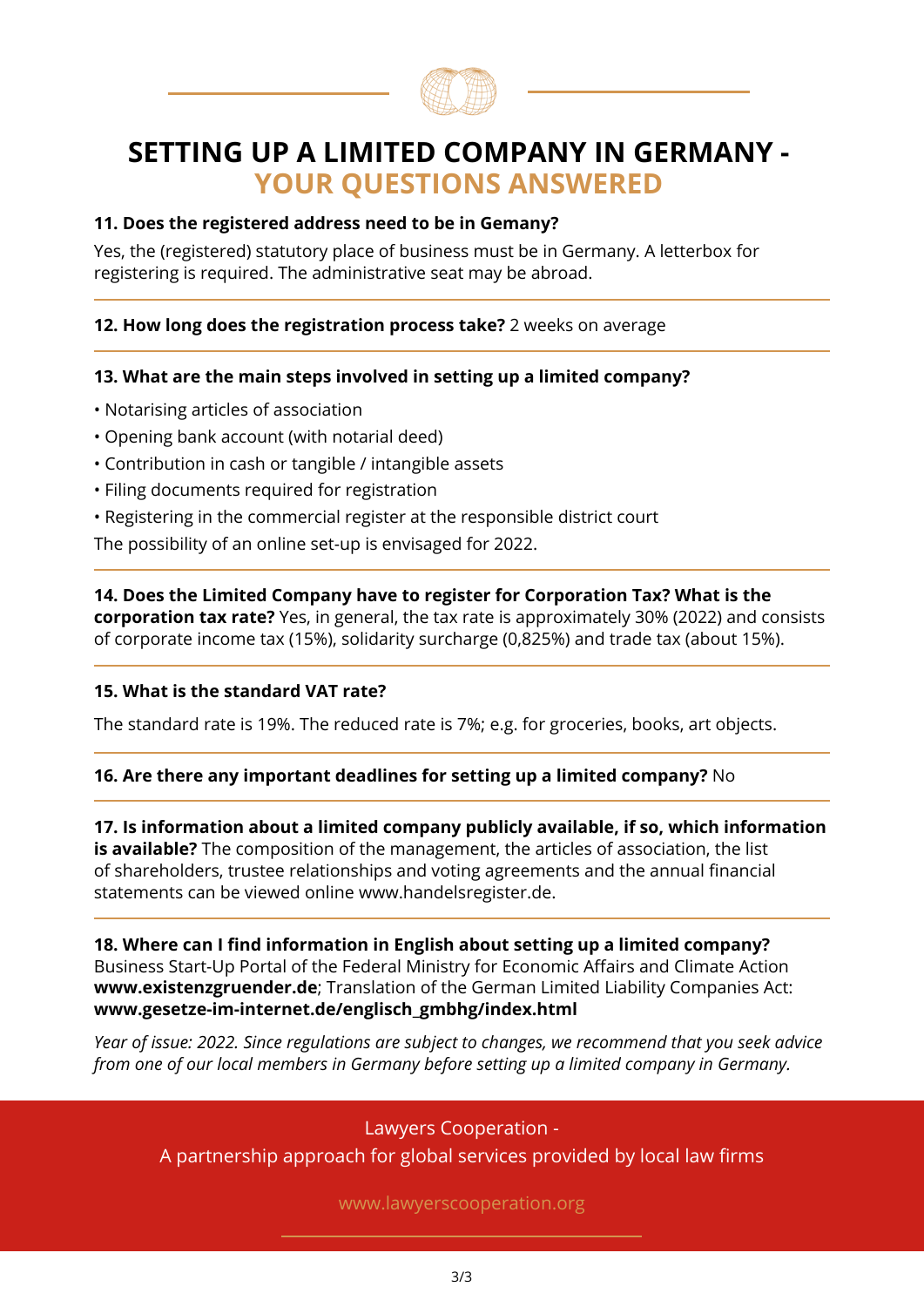# SETTING UP A LIMITED COMPANY IN GERMANY - YOUR QUESTIONS ANSWERED

**11. Does the registered address need to be in Gemany?**

Yes, the (registered) statutory place of business must be in Germany. A letterbox for registering is required. The administrative seat may be abroad.

**12. How long does the registration process take?** 2 weeks on average

**13. What are the main steps involved in setting up a limited company?**

- Notarising articles of association
- Opening bank account (with notarial deed)
- Contribution in cash or tangible / intangible assets
- Filing documents required for registration
- Registering in the commercial register at the responsible district court

The possibility of an online set-up is envisaged for 2022.

**14. Does the Limited Company have to register for Corporation Tax? What is the corporation tax rate?** Yes, in general, the tax rate is approximately 30% (2022) and consists of corporate income tax (15%), solidarity surcharge (0,825%) and trade tax (about 15%).

**15. What is the standard VAT rate?**

The standard rate is 19%. The reduced rate is 7%; e.g. for groceries, books, art objects.

**16. Are there any important deadlines for setting up a limited company?** No

**17. Is information about a limited company publicly available, if so, which information is available?** The composition of the management, the articles of association, the list of shareholders, trustee relationships and voting agreements and the annual financial statements can be viewed online www.handelsregister.de.

**18. Where can I find information in English about setting up a limited company?**
Business Start-Up Portal of the Federal Ministry for Economic Affairs and Climate Action **www.existenzgruender.de**; Translation of the German Limited Liability Companies Act: **www.gesetze-im-internet.de/englisch_gmbhg/index.html**

*Year of issue: 2022. Since regulations are subject to changes, we recommend that you seek advice from one of our local members in Germany before setting up a limited company in Germany.*

Lawyers Cooperation -
A partnership approach for global services provided by local law firms

www.lawyerscooperation.org